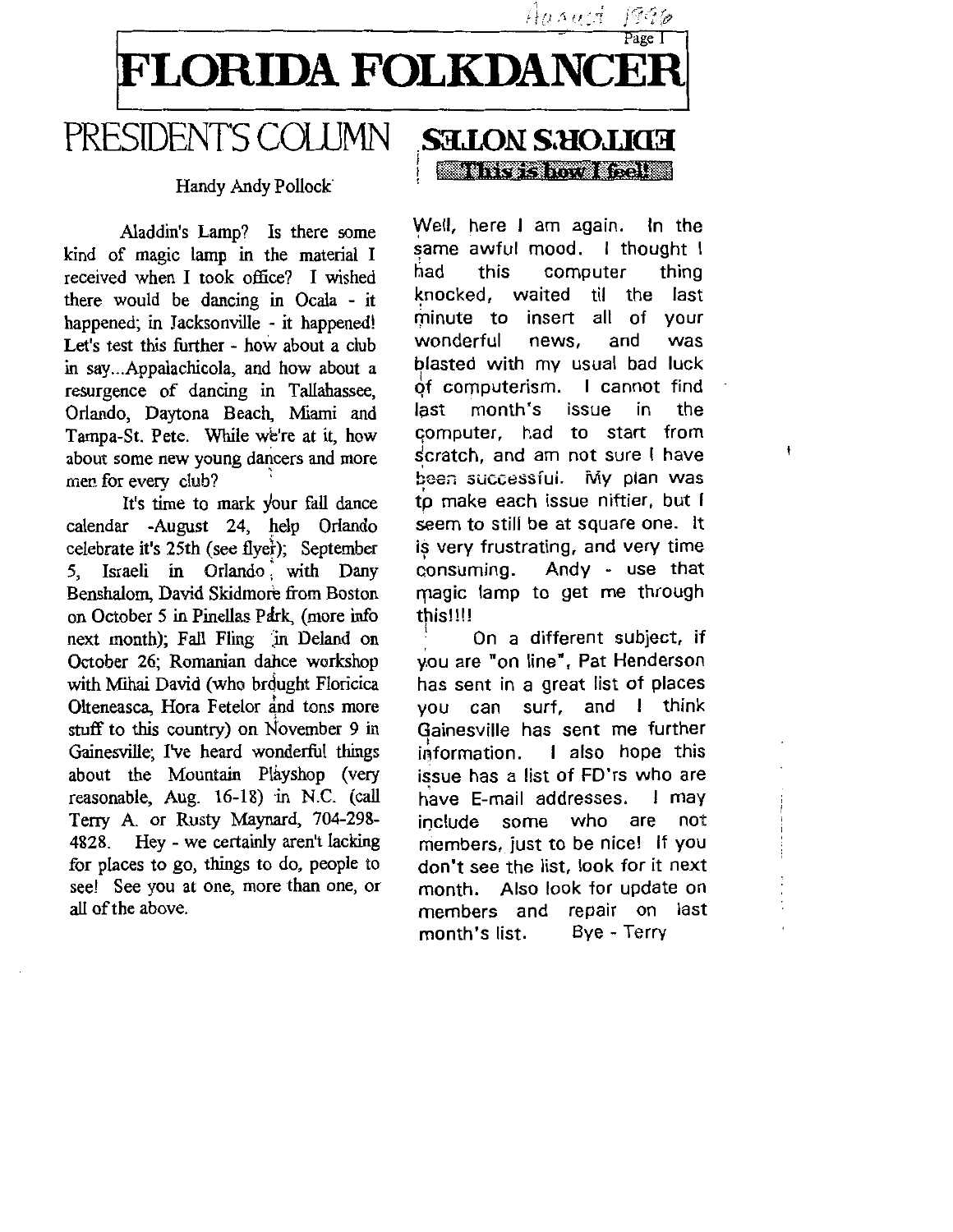# FLORIDA FOLKDANCER

August 1996

## PRESIDENT'S COLUMN

Handy Andy Pollock

Aladdin's Lamp? Is there some kind of magic lamp in the material I received when I took office? I wished there would be dancing in Ocala - it happened; in Jacksonville - it happened! Let's test this further - how about a club in say...Appalachicola, and how about a resurgence of dancing in Tallahassee, Orlando, Daytona Beach, Miami and Tampa-St. Pete. While we're at it, how about some new young dancers and more men for every club?

It's time to mark your fall dance calendar -August 24, help Orlando celebrate it's 25th (see flyer); September 5, Israeli in Orlando with Dany Benshalom, David Skidmore from Boston on October 5 in Pinellas Park, (more info next month); Fall Fling in Deland on October 26; Romanian dance workshop with Mihai David (who brought Floricica Olteneasca, Hora Fetelor and tons more stuff to this country) on November 9 in Gainesville; I've heard wonderful things about the Mountain Playshop (very reasonable, Aug. 16-18) in N.C. (call Terry A. or Rusty Maynard, 704-298-4828. Hey - we certainly aren't lacking for places to go, things to do, people to see! See you at one, more than one, or all of the above.

## EDITOR'S NOTES

**This is how I feel!**

Well, here I am again. In the same awful mood. I thought I had this computer thing knocked, waited til the last minute to insert all of your wonderful news, and was blasted with my usual bad luck of computerism. I cannot find last month's issue in the computer, had to start from scratch, and am not sure I have been successful. My plan was to make each issue niftier, but I seem to still be at square one. It is very frustrating, and very time consuming. Andy - use that magic lamp to get me through this!!!!

On a different subject, if you are "on line", Pat Henderson has sent in a great list of places you can surf, and I think Gainesville has sent me further information. I also hope this issue has a list of FD'rs who are have E-mail addresses. I may include some who are not members, just to be nice! If you don't see the list, look for it next month. Also look for update on members and repair on last month's list. Bye - Terry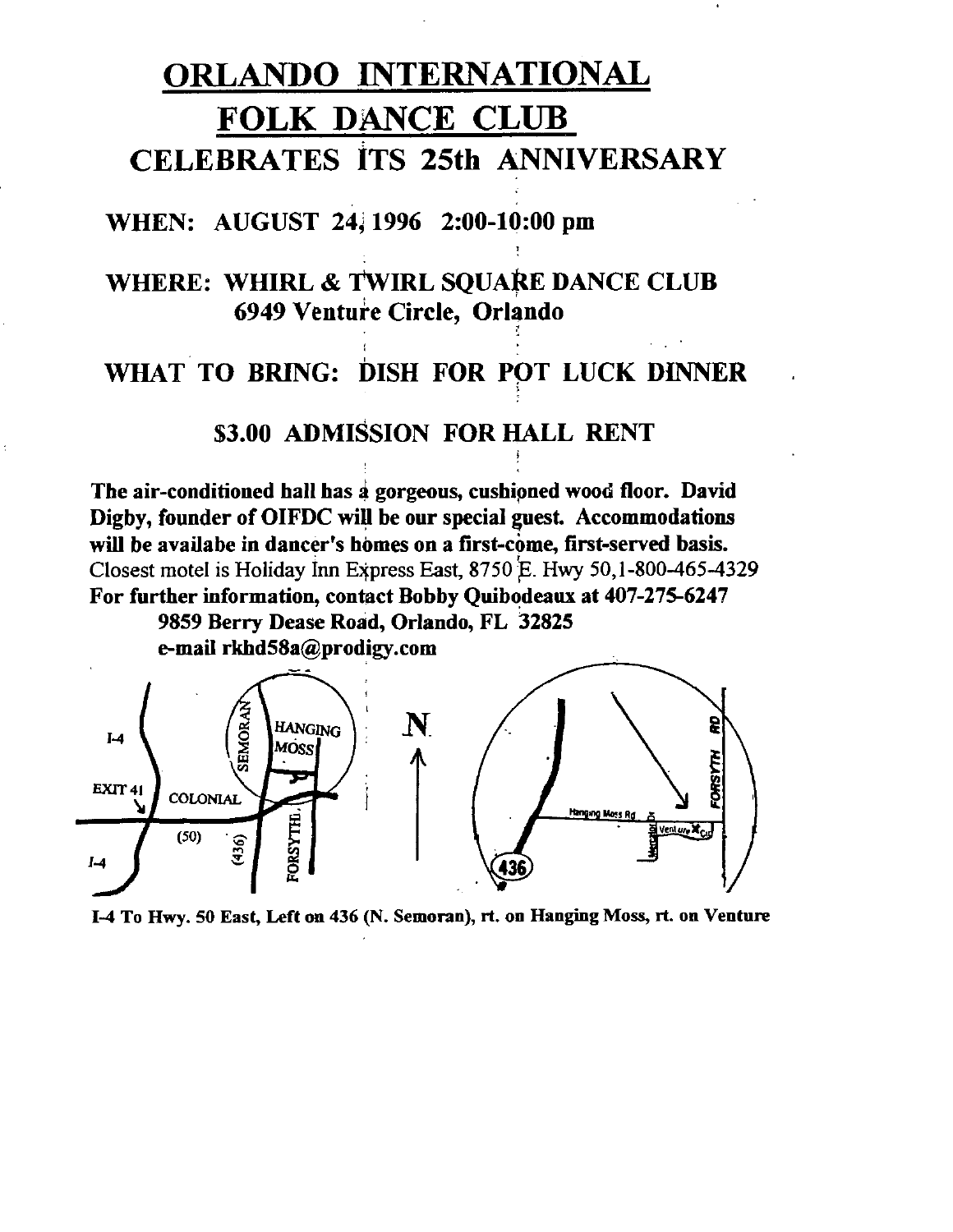# ORLANDO INTERNATIONAL FOLK DANCE CLUB

## CELEBRATES ITS 25th ANNIVERSARY

**WHEN: AUGUST 24, 1996 2:00-10:00 pm**

**WHERE: WHIRL & TWIRL SQUARE DANCE CLUB**
**6949 Venture Circle, Orlando**

**WHAT TO BRING: DISH FOR POT LUCK DINNER**

**$3.00 ADMISSION FOR HALL RENT**

**The air-conditioned hall has a gorgeous, cushioned wood floor. David Digby, founder of OIFDC will be our special guest. Accommodations will be availabe in dancer's homes on a first-come, first-served basis.**
Closest motel is Holiday Inn Express East, 8750 E. Hwy 50, 1-800-465-4329
**For further information, contact Bobby Quibodeaux at 407-275-6247**
**9859 Berry Dease Road, Orlando, FL 32825**
**e-mail rkhd58a@prodigy.com**

I-4 EXIT 41 COLONIAL (50) (436) SEMORAN FORSYTH HANGING MOSS N 436 Hanging Moss Rd Mercator Dr Venture Cir FORSYTH RD

**I-4 To Hwy. 50 East, Left on 436 (N. Semoran), rt. on Hanging Moss, rt. on Venture**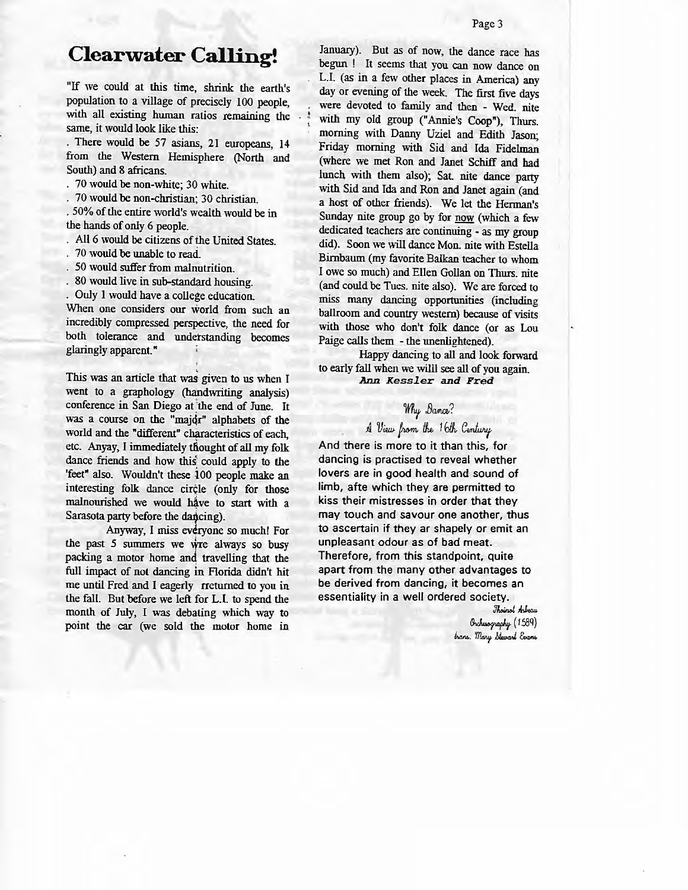# Clearwater Calling!

"If we could at this time, shrink the earth's population to a village of precisely 100 people, with all existing human ratios remaining the same, it would look like this:

. There would be 57 asians, 21 europeans, 14 from the Western Hemisphere (North and South) and 8 africans.
. 70 would be non-white; 30 white.
. 70 would be non-christian; 30 christian.
. 50% of the entire world's wealth would be in the hands of only 6 people.
. All 6 would be citizens of the United States.
. 70 would be unable to read.
. 50 would suffer from malnutrition.
. 80 would live in sub-standard housing.
. Ouly 1 would have a college education.

When one considers our world from such an incredibly compressed perspective, the need for both tolerance and understanding becomes glaringly apparent."

This was an article that was given to us when I went to a graphology (handwriting analysis) conference in San Diego at the end of June. It was a course on the "major" alphabets of the world and the "different" characteristics of each, etc. Anyay, I immediately thought of all my folk dance friends and how this could apply to the 'feet" also. Wouldn't these 100 people make an interesting folk dance circle (only for those malnourished we would have to start with a Sarasota party before the dancing).

Anyway, I miss everyone so much! For the past 5 summers we wre always so busy packing a motor home and travelling that the full impact of not dancing in Florida didn't hit me until Fred and I eagerly rreturned to you in the fall. But before we left for L.I. to spend the month of July, I was debating which way to point the car (we sold the motor home in January). But as of now, the dance race has begun ! It seems that you can now dance on L.I. (as in a few other places in America) any day or evening of the week. The first five days were devoted to family and then - Wed. nite with my old group ("Annie's Coop"), Thurs. morning with Danny Uziel and Edith Jason; Friday morning with Sid and Ida Fidelman (where we met Ron and Janet Schiff and had lunch with them also); Sat. nite dance party with Sid and Ida and Ron and Janet again (and a host of other friends). We let the Herman's Sunday nite group go by for <u>now</u> (which a few dedicated teachers are continuing - as my group did). Soon we will dance Mon. nite with Estella Birnbaum (my favorite Balkan teacher to whom I owe so much) and Ellen Gollan on Thurs. nite (and could be Tues. nite also). We are forced to miss many dancing opportunities (including ballroom and country western) because of visits with those who don't folk dance (or as Lou Paige calls them - the unenlightened).

Happy dancing to all and look forward to early fall when we willl see all of you again.

***Ann Kessler and Fred***

## *Why Dance?*

### *A View from the 16th Century*

And there is more to it than this, for dancing is practised to reveal whether lovers are in good health and sound of limb, afte which they are permitted to kiss their mistresses in order that they may touch and savour one another, thus to ascertain if they ar shapely or emit an unpleasant odour as of bad meat. Therefore, from this standpoint, quite apart from the many other advantages to be derived from dancing, it becomes an essentiality in a well ordered society.

*Thoinot Arbeau*
*Orchesography (1589)*
*trans. Mary Stewart Evans*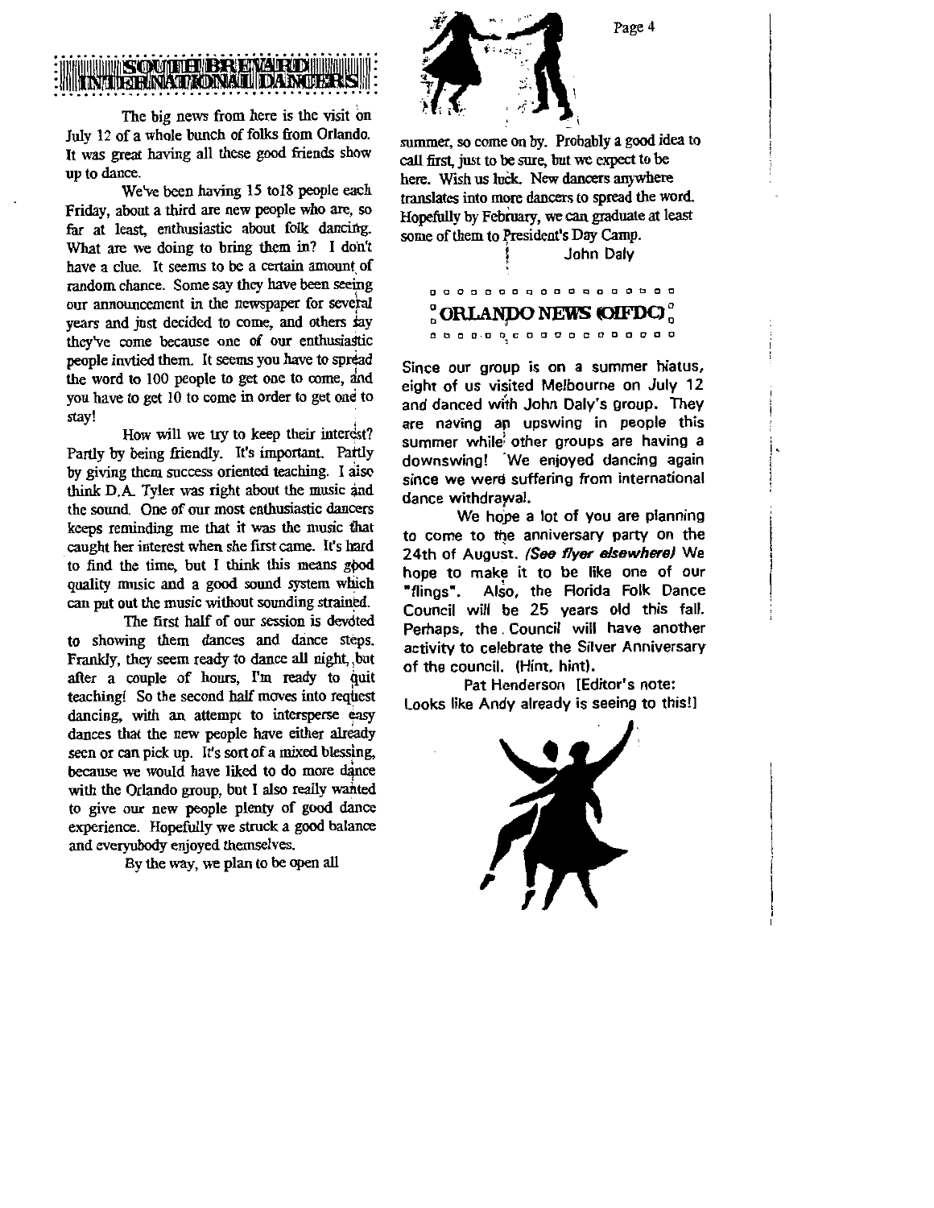## SOUTH BREVARD INTERNATIONAL DANCERS

The big news from here is the visit on July 12 of a whole bunch of folks from Orlando. It was great having all these good friends show up to dance.

We've been having 15 to18 people each Friday, about a third are new people who are, so far at least, enthusiastic about folk dancing. What are we doing to bring them in? I don't have a clue. It seems to be a certain amount of random chance. Some say they have been seeing our announcement in the newspaper for several years and just decided to come, and others say they've come because one of our enthusiastic people invtied them. It seems you have to spread the word to 100 people to get one to come, and you have to get 10 to come in order to get one to stay!

How will we try to keep their interest? Partly by being friendly. It's important. Partly by giving them success oriented teaching. I also think D.A. Tyler was right about the music and the sound. One of our most enthusiastic dancers keeps reminding me that it was the music that caught her interest when she first came. It's hard to find the time, but I think this means good quality music and a good sound system which can put out the music without sounding strained.

The first half of our session is devoted to showing them dances and dance steps. Frankly, they seem ready to dance all night, but after a couple of hours, I'm ready to quit teaching! So the second half moves into request dancing, with an attempt to intersperse easy dances that the new people have either already seen or can pick up. It's sort of a mixed blessing, because we would have liked to do more dance with the Orlando group, but I also really wanted to give our new people plenty of good dance experience. Hopefully we struck a good balance and everyubody enjoyed themselves.

By the way, we plan to be open all summer, so come on by. Probably a good idea to call first, just to be sure, but we expect to be here. Wish us luck. New dancers anywhere translates into more dancers to spread the word. Hopefully by February, we can graduate at least some of them to President's Day Camp.

John Daly

## ORLANDO NEWS (OIFDC)

Since our group is on a summer hiatus, eight of us visited Melbourne on July 12 and danced with John Daly's group. They are naving an upswing in people this summer while other groups are having a downswing! We enjoyed dancing again since we were suffering from international dance withdrawal.

We hope a lot of you are planning to come to the anniversary party on the 24th of August. *(See flyer elsewhere)* We hope to make it to be like one of our "flings". Also, the Florida Folk Dance Council will be 25 years old this fall. Perhaps, the Council will have another activity to celebrate the Silver Anniversary of the council. (Hint, hint).

Pat Henderson [Editor's note: Looks like Andy already is seeing to this!]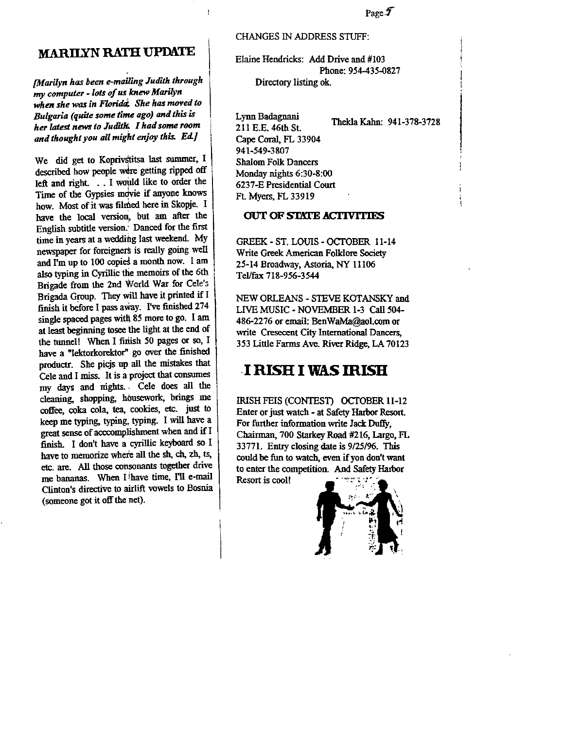## MARILYN RATH UPDATE

*[Marilyn has been e-mailing Judith through my computer - lots of us knew Marilyn when she was in Florida. She has moved to Bulgaria (quite some time ago) and this is her latest news to Judith. I had some room and thought you all might enjoy this. Ed.]*

We did get to Koprivstitsa last summer, I described how people were getting ripped off left and right. . . I would like to order the Time of the Gypsies movie if anyone knows how. Most of it was filmed here in Skopje. I have the local version, but am after the English subtitle version. Danced for the first time in years at a wedding last weekend. My newspaper for foreigners is really going well and I'm up to 100 copies a month now. I am also typing in Cyrillic the memoirs of the 6th Brigade from the 2nd World War for Cele's Brigada Group. They will have it printed if I finish it before I pass away. I've finished 274 single spaced pages with 85 more to go. I am at least beginning tosee the light at the end of the tunnel! When I finish 50 pages or so, I have a "lektorkorektor" go over the finished productr. She picjs up all the mistakes that Cele and I miss. It is a project that consumes my days and nights. Cele does all the cleaning, shopping, housework, brings me coffee, coka cola, tea, cookies, etc. just to keep me typing, typing, typing. I will have a great sense of acccomplishment when and if I finish. I don't have a cyrillic keyboard so I have to memorize where all the sh, ch, zh, ts, etc. are. All those consonants together drive me bananas. When I have time, I'll e-mail Clinton's directive to airlift vowels to Bosnia (someone got it off the net).

CHANGES IN ADDRESS STUFF:

Elaine Hendricks: Add Drive and #103
Phone: 954-435-0827
Directory listing ok.

Lynn Badagnani
211 E.E. 46th St.
Cape Coral, FL 33904
941-549-3807
Shalom Folk Dancers
Monday nights 6:30-8:00
6237-E Presidential Court
Ft. Myers, FL 33919

Thekla Kahn: 941-378-3728

### OUT OF STATE ACTIVITIES

GREEK - ST. LOUIS - OCTOBER 11-14
Write Greek American Folklore Society
25-14 Broadway, Astoria, NY 11106
Tel/fax 718-956-3544

NEW ORLEANS - STEVE KOTANSKY and LIVE MUSIC - NOVEMBER 1-3 Call 504-486-2276 or email: BenWaMa@aol.com or write Cresecent City International Dancers, 353 Little Farms Ave. River Ridge, LA 70123

## I RISH I WAS IRISH

IRISH FEIS (CONTEST) OCTOBER 11-12
Enter or just watch - at Safety Harbor Resort. For further information write Jack Duffy, Chairman, 700 Starkey Road #216, Largo, FL 33771. Entry closing date is 9/25/96. This could be fun to watch, even if yon don't want to enter the competition. And Safety Harbor Resort is cool!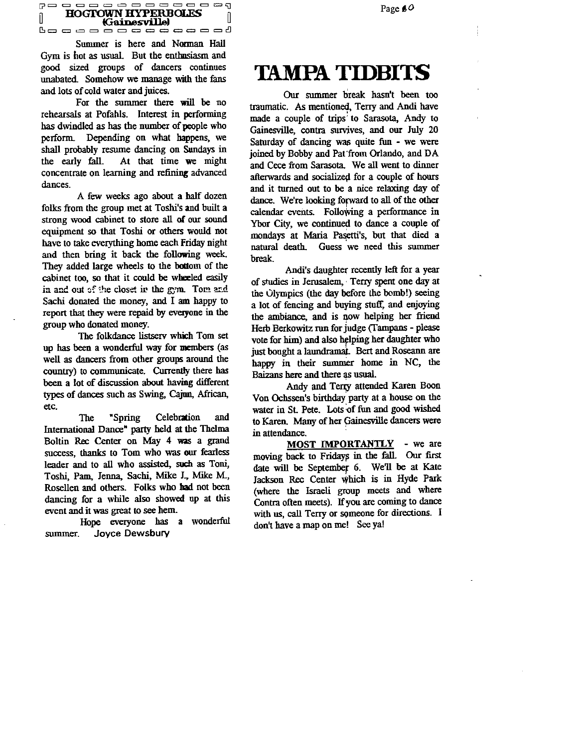## HOGTOWN HYPERBOLES
### (Gainesville)

Summer is here and Norman Hall Gym is hot as usual. But the enthusiasm and good sized groups of dancers continues unabated. Somehow we manage with the fans and lots of cold water and juices.

For the summer there will be no rehearsals at Pofahls. Interest in performing has dwindled as has the number of people who perform. Depending on what happens, we shall probably resume dancing on Sundays in the early fall. At that time we might concentrate on learning and refining advanced dances.

A few weeks ago about a half dozen folks from the group met at Toshi's and built a strong wood cabinet to store all of our sound equipment so that Toshi or others would not have to take everything home each Friday night and then bring it back the following week. They added large wheels to the bottom of the cabinet too, so that it could be wheeled easily in and out of the closet in the gym. Tom and Sachi donated the money, and I am happy to report that they were repaid by everyone in the group who donated money.

The folkdance listserv which Tom set up has been a wonderful way for members (as well as dancers from other groups around the country) to communicate. Currently there has been a lot of discussion about having different types of dances such as Swing, Cajun, African, etc.

The "Spring Celebration and International Dance" party held at the Thelma Boltin Rec Center on May 4 was a grand success, thanks to Tom who was our fearless leader and to all who assisted, such as Toni, Toshi, Pam, Jenna, Sachi, Mike J., Mike M., Rosellen and others. Folks who had not been dancing for a while also showed up at this event and it was great to see hem.

Hope everyone has a wonderful summer. Joyce Dewsbury

# TAMPA TIDBITS

Our summer break hasn't been too traumatic. As mentioned, Terry and Andi have made a couple of trips to Sarasota, Andy to Gainesville, contra survives, and our July 20 Saturday of dancing was quite fun - we were joined by Bobby and Pat from Orlando, and DA and Cece from Sarasota. We all went to dinner afterwards and socialized for a couple of hours and it turned out to be a nice relaxing day of dance. We're looking forward to all of the other calendar events. Following a performance in Ybor City, we continued to dance a couple of mondays at Maria Pasetti's, but that died a natural death. Guess we need this summer break.

Andi's daughter recently left for a year of studies in Jerusalem, Terry spent one day at the Olympics (the day before the bomb!) seeing a lot of fencing and buying stuff, and enjoying the ambiance, and is now helping her friend Herb Berkowitz run for judge (Tampans - please vote for him) and also helping her daughter who just bought a laundramat. Bert and Roseann are happy in their summer home in NC, the Baizans here and there as usual.

Andy and Terry attended Karen Boon Von Ochssen's birthday party at a house on the water in St. Pete. Lots of fun and good wished to Karen. Many of her Gainesville dancers were in attendance.

**MOST IMPORTANTLY** - we are moving back to Fridays in the fall. Our first date will be September 6. We'll be at Kate Jackson Rec Center which is in Hyde Park (where the Israeli group meets and where Contra often meets). If you are coming to dance with us, call Terry or someone for directions. I don't have a map on me! See ya!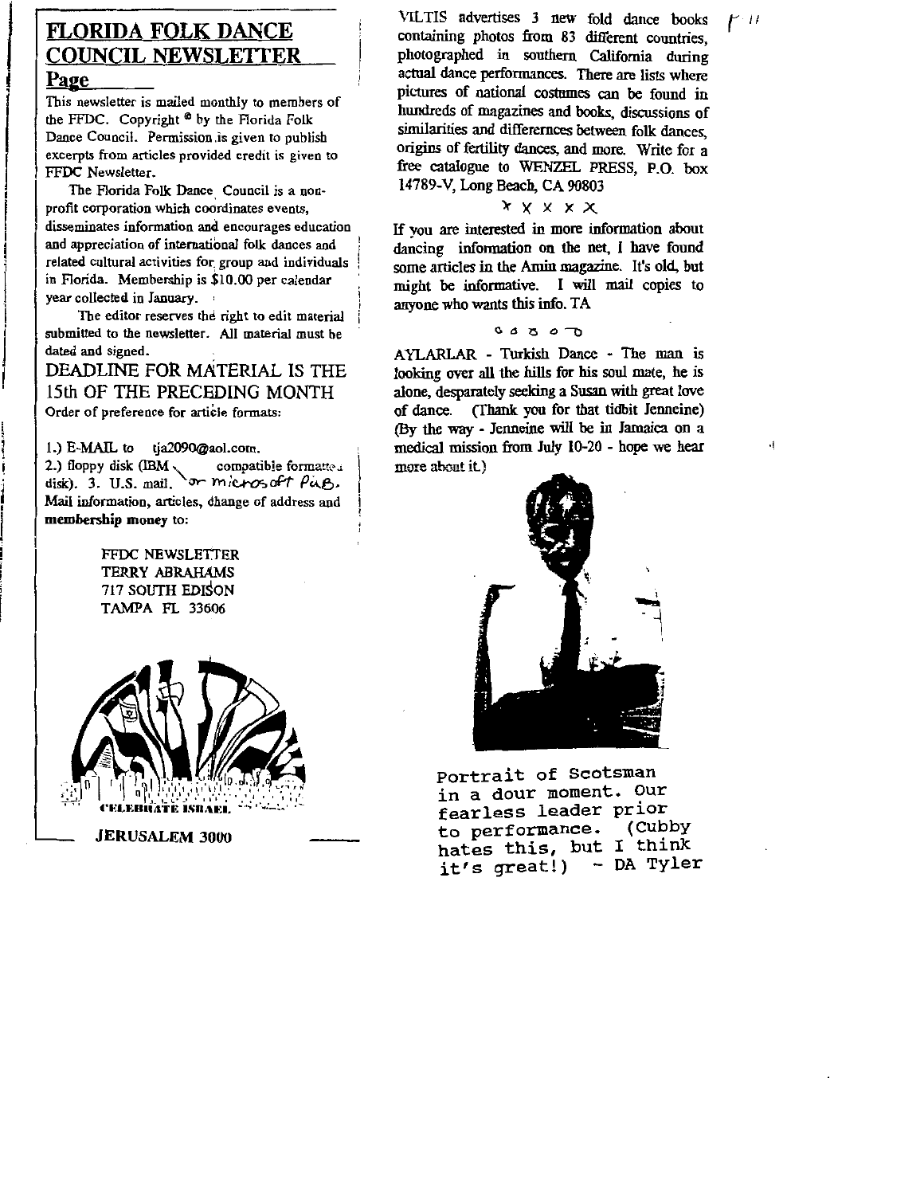## FLORIDA FOLK DANCE COUNCIL NEWSLETTER

### Page

This newsletter is mailed monthly to members of the FFDC. Copyright © by the Florida Folk Dance Council. Permission is given to publish excerpts from articles provided credit is given to FFDC Newsletter.

The Florida Folk Dance Council is a non-profit corporation which coordinates events, disseminates information and encourages education and appreciation of international folk dances and related cultural activities for group and individuals in Florida. Membership is $10.00 per calendar year collected in January.

The editor reserves the right to edit material submitted to the newsletter. All material must be dated and signed.

DEADLINE FOR MATERIAL IS THE 15th OF THE PRECEDING MONTH

Order of preference for article formats:

1.) E-MAIL to tja2090@aol.com.
2.) floppy disk (IBM compatible formatted disk). or microsoft Pub. 3. U.S. mail.

Mail information, articles, change of address and **membership money** to:

FFDC NEWSLETTER
TERRY ABRAHAMS
717 SOUTH EDISON
TAMPA FL 33606

CELEBRATE ISRAEL

**JERUSALEM 3000**

VILTIS advertises 3 new fold dance books containing photos from 83 different countries, photographed in southern California during actual dance performances. There are lists where pictures of national costumes can be found in hundreds of magazines and books, discussions of similarities and differernces between folk dances, origins of fertility dances, and more. Write for a free catalogue to WENZEL PRESS, P.O. box 14789-V, Long Beach, CA 90803

x x x x x

If you are interested in more information about dancing information on the net, I have found some articles in the Amin magazine. It's old, but might be informative. I will mail copies to anyone who wants this info. TA

AYLARLAR - Turkish Dance - The man is looking over all the hills for his soul mate, he is alone, desparately seeking a Susan with great love of dance. (Thank you for that tidbit Jenneine) (By the way - Jenneine will be in Jamaica on a medical mission from July 10-20 - hope we hear more about it.)

Portrait of Scotsman in a dour moment. Our fearless leader prior to performance. (Cubby hates this, but I think it's great!) - DA Tyler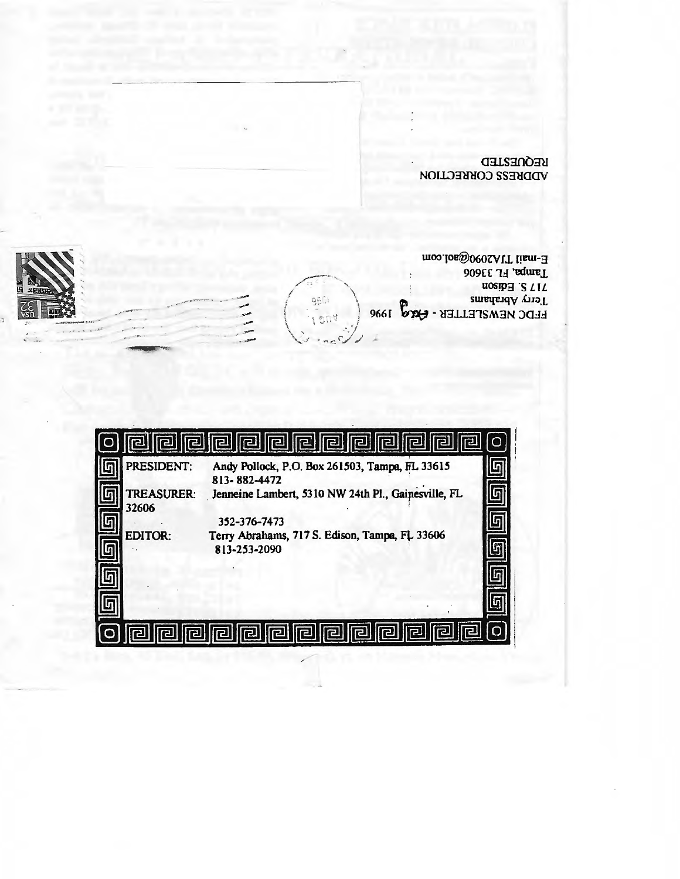ADDRESS CORRECTION REQUESTED

FFDC NEWSLETTER - Aug 1996

Terry Abrahams

717 S. Edison

Tampa, FL 33606

E-mail TJA2090@aol.com

PRESIDENT: Andy Pollock, P.O. Box 261503, Tampa, FL 33615 813-882-4472

TREASURER: Jenneine Lambert, 5310 NW 24th Pl., Gainesville, FL 32606 352-376-7473

EDITOR: Terry Abrahams, 717 S. Edison, Tampa, FL 33606 813-253-2090